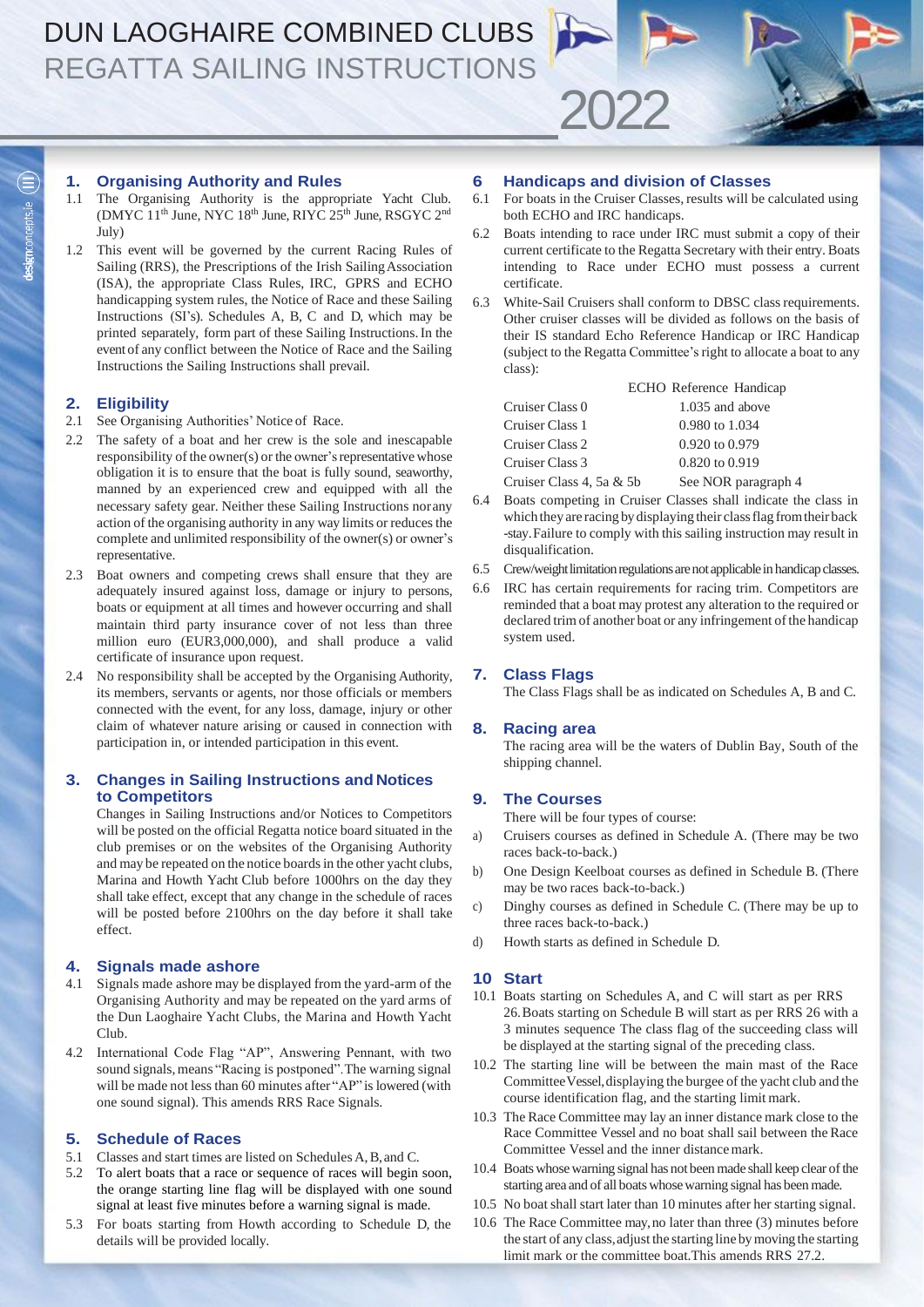# DUN LAOGHAIRE COMBINED CLUBS
# REGATTA SAILING INSTRUCTIONS 2022

## 1. Organising Authority and Rules

1.1 The Organising Authority is the appropriate Yacht Club. (DMYC 11th June, NYC 18th June, RIYC 25th June, RSGYC 2nd July)

1.2 This event will be governed by the current Racing Rules of Sailing (RRS), the Prescriptions of the Irish Sailing Association (ISA), the appropriate Class Rules, IRC, GPRS and ECHO handicapping system rules, the Notice of Race and these Sailing Instructions (SI's). Schedules A, B, C and D, which may be printed separately, form part of these Sailing Instructions. In the event of any conflict between the Notice of Race and the Sailing Instructions the Sailing Instructions shall prevail.

## 2. Eligibility

2.1 See Organising Authorities' Notice of Race.

2.2 The safety of a boat and her crew is the sole and inescapable responsibility of the owner(s) or the owner's representative whose obligation it is to ensure that the boat is fully sound, seaworthy, manned by an experienced crew and equipped with all the necessary safety gear. Neither these Sailing Instructions nor any action of the organising authority in any way limits or reduces the complete and unlimited responsibility of the owner(s) or owner's representative.

2.3 Boat owners and competing crews shall ensure that they are adequately insured against loss, damage or injury to persons, boats or equipment at all times and however occurring and shall maintain third party insurance cover of not less than three million euro (EUR3,000,000), and shall produce a valid certificate of insurance upon request.

2.4 No responsibility shall be accepted by the Organising Authority, its members, servants or agents, nor those officials or members connected with the event, for any loss, damage, injury or other claim of whatever nature arising or caused in connection with participation in, or intended participation in this event.

## 3. Changes in Sailing Instructions and Notices to Competitors

Changes in Sailing Instructions and/or Notices to Competitors will be posted on the official Regatta notice board situated in the club premises or on the websites of the Organising Authority and may be repeated on the notice boards in the other yacht clubs, Marina and Howth Yacht Club before 1000hrs on the day they shall take effect, except that any change in the schedule of races will be posted before 2100hrs on the day before it shall take effect.

## 4. Signals made ashore

4.1 Signals made ashore may be displayed from the yard-arm of the Organising Authority and may be repeated on the yard arms of the Dun Laoghaire Yacht Clubs, the Marina and Howth Yacht Club.

4.2 International Code Flag "AP", Answering Pennant, with two sound signals, means "Racing is postponed". The warning signal will be made not less than 60 minutes after "AP" is lowered (with one sound signal). This amends RRS Race Signals.

## 5. Schedule of Races

5.1 Classes and start times are listed on Schedules A, B, and C.

5.2 To alert boats that a race or sequence of races will begin soon, the orange starting line flag will be displayed with one sound signal at least five minutes before a warning signal is made.

5.3 For boats starting from Howth according to Schedule D, the details will be provided locally.

## 6 Handicaps and division of Classes

6.1 For boats in the Cruiser Classes, results will be calculated using both ECHO and IRC handicaps.

6.2 Boats intending to race under IRC must submit a copy of their current certificate to the Regatta Secretary with their entry. Boats intending to Race under ECHO must possess a current certificate.

6.3 White-Sail Cruisers shall conform to DBSC class requirements. Other cruiser classes will be divided as follows on the basis of their IS standard Echo Reference Handicap or IRC Handicap (subject to the Regatta Committee's right to allocate a boat to any class):

| | ECHO Reference Handicap |
|---|---|
| Cruiser Class 0 | 1.035 and above |
| Cruiser Class 1 | 0.980 to 1.034 |
| Cruiser Class 2 | 0.920 to 0.979 |
| Cruiser Class 3 | 0.820 to 0.919 |
| Cruiser Class 4, 5a & 5b | See NOR paragraph 4 |

6.4 Boats competing in Cruiser Classes shall indicate the class in which they are racing by displaying their class flag from their back -stay. Failure to comply with this sailing instruction may result in disqualification.

6.5 Crew/weight limitation regulations are not applicable in handicap classes.

6.6 IRC has certain requirements for racing trim. Competitors are reminded that a boat may protest any alteration to the required or declared trim of another boat or any infringement of the handicap system used.

## 7. Class Flags

The Class Flags shall be as indicated on Schedules A, B and C.

## 8. Racing area

The racing area will be the waters of Dublin Bay, South of the shipping channel.

## 9. The Courses

There will be four types of course:

a) Cruisers courses as defined in Schedule A. (There may be two races back-to-back.)

b) One Design Keelboat courses as defined in Schedule B. (There may be two races back-to-back.)

c) Dinghy courses as defined in Schedule C. (There may be up to three races back-to-back.)

d) Howth starts as defined in Schedule D.

## 10 Start

10.1 Boats starting on Schedules A, and C will start as per RRS 26. Boats starting on Schedule B will start as per RRS 26 with a 3 minutes sequence The class flag of the succeeding class will be displayed at the starting signal of the preceding class.

10.2 The starting line will be between the main mast of the Race Committee Vessel, displaying the burgee of the yacht club and the course identification flag, and the starting limit mark.

10.3 The Race Committee may lay an inner distance mark close to the Race Committee Vessel and no boat shall sail between the Race Committee Vessel and the inner distance mark.

10.4 Boats whose warning signal has not been made shall keep clear of the starting area and of all boats whose warning signal has been made.

10.5 No boat shall start later than 10 minutes after her starting signal.

10.6 The Race Committee may, no later than three (3) minutes before the start of any class, adjust the starting line by moving the starting limit mark or the committee boat. This amends RRS 27.2.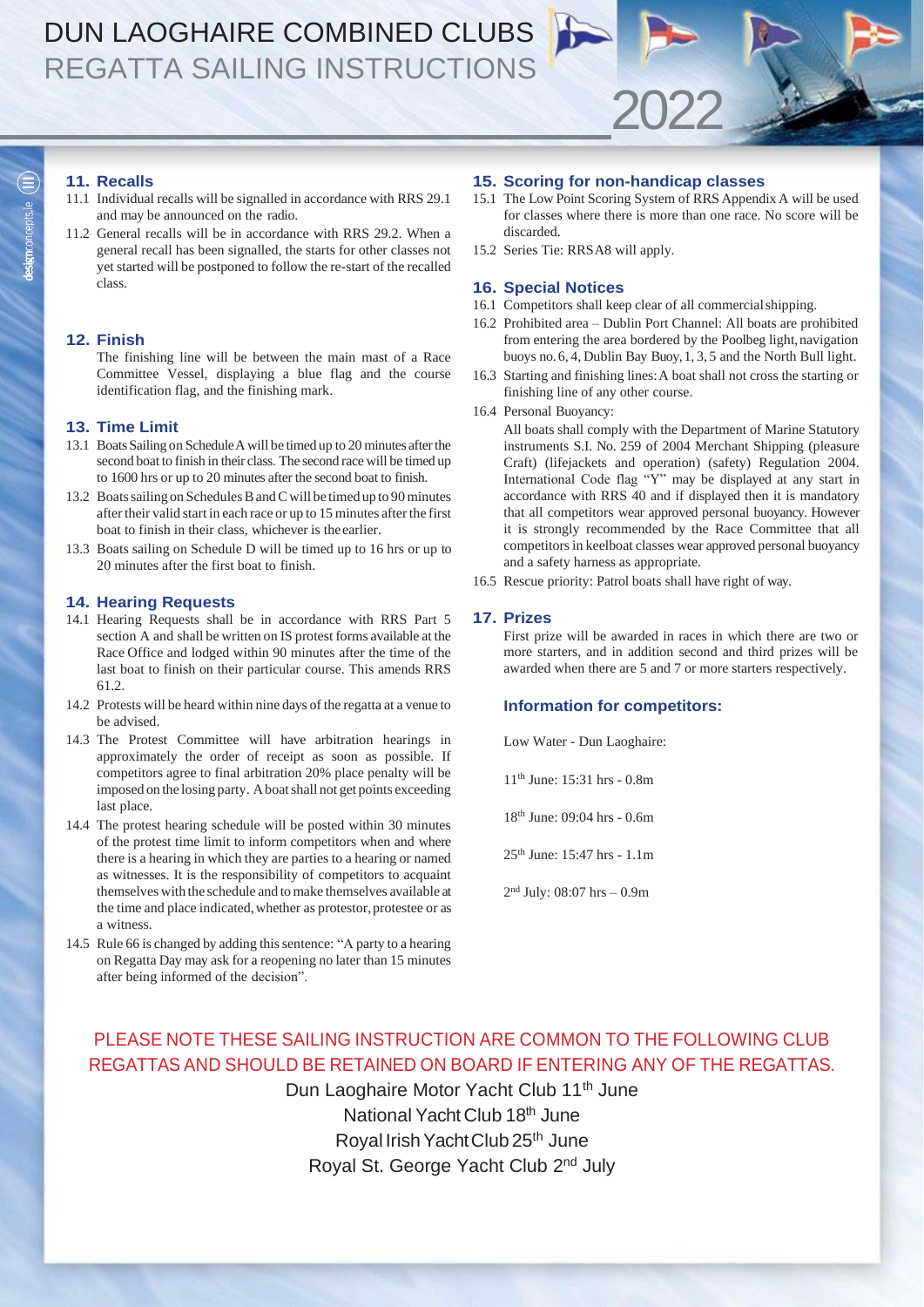# DUN LAOGHAIRE COMBINED CLUBS
## REGATTA SAILING INSTRUCTIONS

2022

### 11. Recalls

11.1 Individual recalls will be signalled in accordance with RRS 29.1 and may be announced on the radio.

11.2 General recalls will be in accordance with RRS 29.2. When a general recall has been signalled, the starts for other classes not yet started will be postponed to follow the re-start of the recalled class.

### 12. Finish

The finishing line will be between the main mast of a Race Committee Vessel, displaying a blue flag and the course identification flag, and the finishing mark.

### 13. Time Limit

13.1 Boats Sailing on Schedule A will be timed up to 20 minutes after the second boat to finish in their class. The second race will be timed up to 1600 hrs or up to 20 minutes after the second boat to finish.

13.2 Boats sailing on Schedules B and C will be timed up to 90 minutes after their valid start in each race or up to 15 minutes after the first boat to finish in their class, whichever is the earlier.

13.3 Boats sailing on Schedule D will be timed up to 16 hrs or up to 20 minutes after the first boat to finish.

### 14. Hearing Requests

14.1 Hearing Requests shall be in accordance with RRS Part 5 section A and shall be written on IS protest forms available at the Race Office and lodged within 90 minutes after the time of the last boat to finish on their particular course. This amends RRS 61.2.

14.2 Protests will be heard within nine days of the regatta at a venue to be advised.

14.3 The Protest Committee will have arbitration hearings in approximately the order of receipt as soon as possible. If competitors agree to final arbitration 20% place penalty will be imposed on the losing party. A boat shall not get points exceeding last place.

14.4 The protest hearing schedule will be posted within 30 minutes of the protest time limit to inform competitors when and where there is a hearing in which they are parties to a hearing or named as witnesses. It is the responsibility of competitors to acquaint themselves with the schedule and to make themselves available at the time and place indicated, whether as protestor, protestee or as a witness.

14.5 Rule 66 is changed by adding this sentence: "A party to a hearing on Regatta Day may ask for a reopening no later than 15 minutes after being informed of the decision".

### 15. Scoring for non-handicap classes

15.1 The Low Point Scoring System of RRS Appendix A will be used for classes where there is more than one race. No score will be discarded.

15.2 Series Tie: RRSA8 will apply.

### 16. Special Notices

16.1 Competitors shall keep clear of all commercial shipping.

16.2 Prohibited area – Dublin Port Channel: All boats are prohibited from entering the area bordered by the Poolbeg light, navigation buoys no. 6, 4, Dublin Bay Buoy, 1, 3, 5 and the North Bull light.

16.3 Starting and finishing lines: A boat shall not cross the starting or finishing line of any other course.

16.4 Personal Buoyancy:

All boats shall comply with the Department of Marine Statutory instruments S.I. No. 259 of 2004 Merchant Shipping (pleasure Craft) (lifejackets and operation) (safety) Regulation 2004. International Code flag "Y" may be displayed at any start in accordance with RRS 40 and if displayed then it is mandatory that all competitors wear approved personal buoyancy. However it is strongly recommended by the Race Committee that all competitors in keelboat classes wear approved personal buoyancy and a safety harness as appropriate.

16.5 Rescue priority: Patrol boats shall have right of way.

### 17. Prizes

First prize will be awarded in races in which there are two or more starters, and in addition second and third prizes will be awarded when there are 5 and 7 or more starters respectively.

### Information for competitors:

Low Water - Dun Laoghaire:

11th June: 15:31 hrs - 0.8m

18th June: 09:04 hrs - 0.6m

25th June: 15:47 hrs - 1.1m

2nd July: 08:07 hrs – 0.9m

PLEASE NOTE THESE SAILING INSTRUCTION ARE COMMON TO THE FOLLOWING CLUB REGATTAS AND SHOULD BE RETAINED ON BOARD IF ENTERING ANY OF THE REGATTAS.

Dun Laoghaire Motor Yacht Club 11th June
National Yacht Club 18th June
Royal Irish Yacht Club 25th June
Royal St. George Yacht Club 2nd July